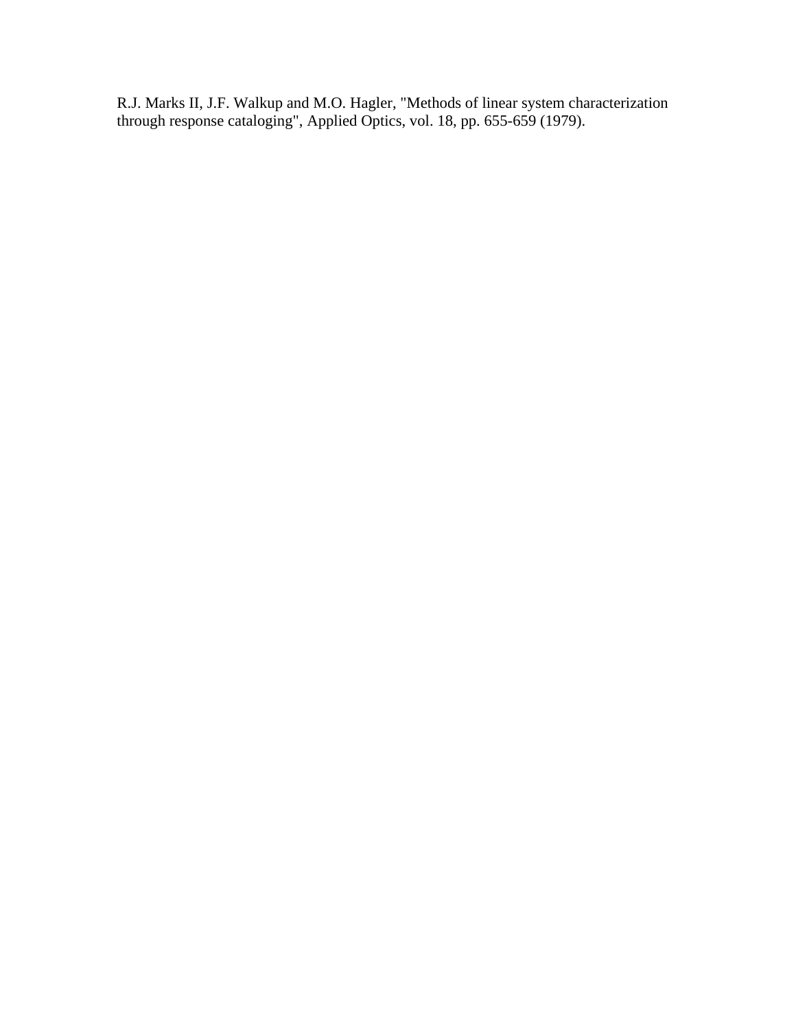R.J. Marks II, J.F. Walkup and M.O. Hagler, "Methods of linear system characterization through response cataloging", Applied Optics, vol. 18, pp. 655-659 (1979).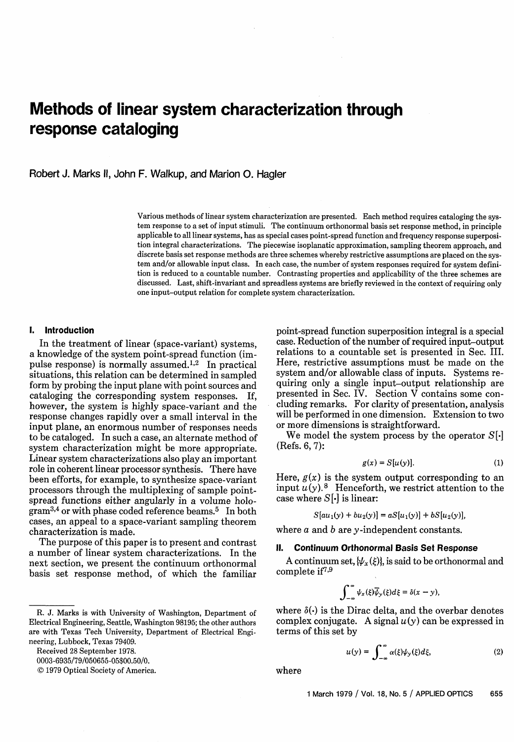# Methods of linear system characterization through response cataloging

Robert J. Marks II, John F. Walkup, and Marion O. Hagler

Various methods of linear system characterization are presented. Each method requires cataloging the system response to a set of input stimuli. The continuum orthonormal basis set response method, in principle applicable to all linear systems, has as special cases point-spread function and frequency response superposition integral characterizations. The piecewise isoplanatic approximation, sampling theorem approach, and discrete basis set response methods are three schemes whereby restrictive assumptions are placed on the system and/or allowable input class. In each case, the number of system responses required for system definition is reduced to a countable number. Contrasting properties and applicability of the three schemes are discussed. Last, shift-invariant and spreadless systems are briefly reviewed in the context of requiring only one input–output relation for complete system characterization.

## I. Introduction

In the treatment of linear (space-variant) systems, a knowledge of the system point-spread function (impulse response) is normally assumed.[1,2] In practical situations, this relation can be determined in sampled form by probing the input plane with point sources and cataloging the corresponding system responses. If, however, the system is highly space-variant and the response changes rapidly over a small interval in the input plane, an enormous number of responses needs to be cataloged. In such a case, an alternate method of system characterization might be more appropriate. Linear system characterizations also play an important role in coherent linear processor synthesis. There have been efforts, for example, to synthesize space-variant processors through the multiplexing of sample point-spread functions either angularly in a volume hologram[3,4] or with phase coded reference beams.[5] In both cases, an appeal to a space-variant sampling theorem characterization is made.

The purpose of this paper is to present and contrast a number of linear system characterizations. In the next section, we present the continuum orthonormal basis set response method, of which the familiar point-spread function superposition integral is a special case. Reduction of the number of required input–output relations to a countable set is presented in Sec. III. Here, restrictive assumptions must be made on the system and/or allowable class of inputs. Systems requiring only a single input–output relationship are presented in Sec. IV. Section V contains some concluding remarks. For clarity of presentation, analysis will be performed in one dimension. Extension to two or more dimensions is straightforward.

We model the system process by the operator $S[\cdot]$ (Refs. 6, 7):

$$g(x) = S[u(y)]. \tag{1}$$

Here, $g(x)$ is the system output corresponding to an input $u(y)$.[8] Henceforth, we restrict attention to the case where $S[\cdot]$ is linear:

$$S[au_1(y) + bu_2(y)] = aS[u_1(y)] + bS[u_2(y)],$$

where $a$ and $b$ are $y$-independent constants.

## II. Continuum Orthonormal Basis Set Response

A continuum set, $\{\psi_x(\xi)\}$, is said to be orthonormal and complete if[7,9]

$$\int_{-\infty}^{\infty} \psi_x(\xi)\bar{\psi}_y(\xi)d\xi = \delta(x-y),$$

where $\delta(\cdot)$ is the Dirac delta, and the overbar denotes complex conjugate. A signal $u(y)$ can be expressed in terms of this set by

$$u(y) = \int_{-\infty}^{\infty} \alpha(\xi)\psi_y(\xi)d\xi, \tag{2}$$

where

R. J. Marks is with University of Washington, Department of Electrical Engineering, Seattle, Washington 98195; the other authors are with Texas Tech University, Department of Electrical Engineering, Lubbock, Texas 79409.

Received 28 September 1978.

0003-6935/79/050655-05$00.50/0.

© 1979 Optical Society of America.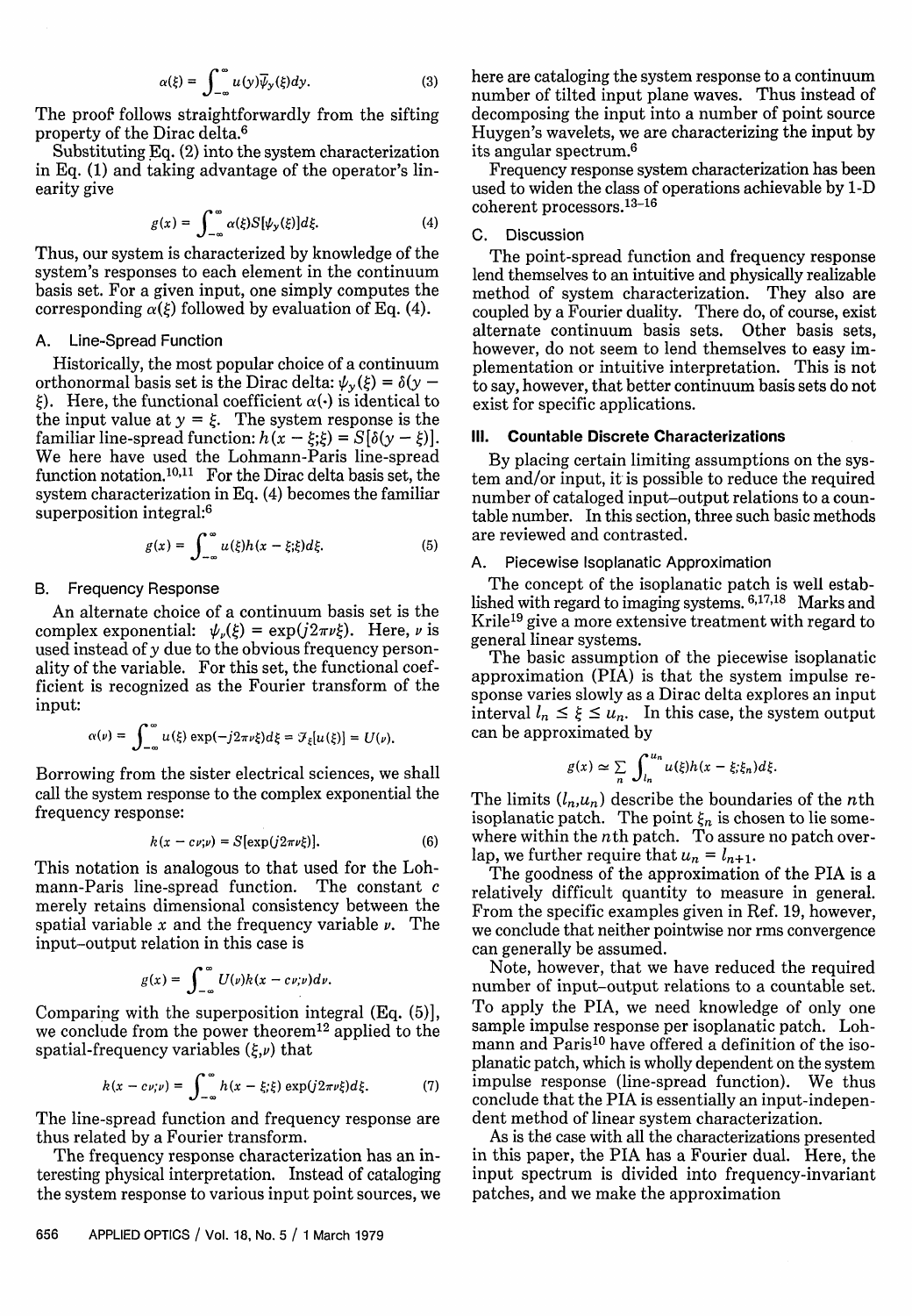$$\alpha(\xi) = \int_{-\infty}^{\infty} u(y)\bar{\psi}_y(\xi)dy. \tag{3}$$

The proof follows straightforwardly from the sifting property of the Dirac delta.[6]

Substituting Eq. (2) into the system characterization in Eq. (1) and taking advantage of the operator's linearity give

$$g(x) = \int_{-\infty}^{\infty} \alpha(\xi) S[\psi_y(\xi)]d\xi. \tag{4}$$

Thus, our system is characterized by knowledge of the system's responses to each element in the continuum basis set. For a given input, one simply computes the corresponding $\alpha(\xi)$ followed by evaluation of Eq. (4).

### A. Line-Spread Function

Historically, the most popular choice of a continuum orthonormal basis set is the Dirac delta: $\psi_y(\xi) = \delta(y - \xi)$. Here, the functional coefficient $\alpha(\cdot)$ is identical to the input value at $y = \xi$. The system response is the familiar line-spread function: $h(x - \xi;\xi) = S[\delta(y - \xi)]$. We here have used the Lohmann-Paris line-spread function notation.[10,11] For the Dirac delta basis set, the system characterization in Eq. (4) becomes the familiar superposition integral:[6]

$$g(x) = \int_{-\infty}^{\infty} u(\xi)h(x - \xi;\xi)d\xi. \tag{5}$$

### B. Frequency Response

An alternate choice of a continuum basis set is the complex exponential: $\psi_\nu(\xi) = \exp(j2\pi\nu\xi)$. Here, $\nu$ is used instead of $y$ due to the obvious frequency personality of the variable. For this set, the functional coefficient is recognized as the Fourier transform of the input:

$$\alpha(\nu) = \int_{-\infty}^{\infty} u(\xi) \exp(-j2\pi\nu\xi)d\xi = \mathcal{F}_\xi[u(\xi)] = U(\nu).$$

Borrowing from the sister electrical sciences, we shall call the system response to the complex exponential the frequency response:

$$k(x - c\nu;\nu) = S[\exp(j2\pi\nu\xi)]. \tag{6}$$

This notation is analogous to that used for the Lohmann-Paris line-spread function. The constant $c$ merely retains dimensional consistency between the spatial variable $x$ and the frequency variable $\nu$. The input–output relation in this case is

$$g(x) = \int_{-\infty}^{\infty} U(\nu)k(x - c\nu;\nu)d\nu.$$

Comparing with the superposition integral (Eq. (5)], we conclude from the power theorem[12] applied to the spatial-frequency variables $(\xi,\nu)$ that

$$k(x - c\nu;\nu) = \int_{-\infty}^{\infty} h(x - \xi;\xi) \exp(j2\pi\nu\xi)d\xi. \tag{7}$$

The line-spread function and frequency response are thus related by a Fourier transform.

The frequency response characterization has an interesting physical interpretation. Instead of cataloging the system response to various input point sources, we here are cataloging the system response to a continuum number of tilted input plane waves. Thus instead of decomposing the input into a number of point source Huygen's wavelets, we are characterizing the input by its angular spectrum.[6]

Frequency response system characterization has been used to widen the class of operations achievable by 1-D coherent processors.[13–16]

### C. Discussion

The point-spread function and frequency response lend themselves to an intuitive and physically realizable method of system characterization. They also are coupled by a Fourier duality. There do, of course, exist alternate continuum basis sets. Other basis sets, however, do not seem to lend themselves to easy implementation or intuitive interpretation. This is not to say, however, that better continuum basis sets do not exist for specific applications.

## III. Countable Discrete Characterizations

By placing certain limiting assumptions on the system and/or input, it is possible to reduce the required number of cataloged input–output relations to a countable number. In this section, three such basic methods are reviewed and contrasted.

### A. Piecewise Isoplanatic Approximation

The concept of the isoplanatic patch is well established with regard to imaging systems.[6,17,18] Marks and Krile[19] give a more extensive treatment with regard to general linear systems.

The basic assumption of the piecewise isoplanatic approximation (PIA) is that the system impulse response varies slowly as a Dirac delta explores an input interval $l_n \leq \xi \leq u_n$. In this case, the system output can be approximated by

$$g(x) \simeq \sum_n \int_{l_n}^{u_n} u(\xi)h(x - \xi;\xi_n)d\xi.$$

The limits $(l_n,u_n)$ describe the boundaries of the $n$th isoplanatic patch. The point $\xi_n$ is chosen to lie somewhere within the $n$th patch. To assure no patch overlap, we further require that $u_n = l_{n+1}$.

The goodness of the approximation of the PIA is a relatively difficult quantity to measure in general. From the specific examples given in Ref. 19, however, we conclude that neither pointwise nor rms convergence can generally be assumed.

Note, however, that we have reduced the required number of input–output relations to a countable set. To apply the PIA, we need knowledge of only one sample impulse response per isoplanatic patch. Lohmann and Paris[10] have offered a definition of the isoplanatic patch, which is wholly dependent on the system impulse response (line-spread function). We thus conclude that the PIA is essentially an input-independent method of linear system characterization.

As is the case with all the characterizations presented in this paper, the PIA has a Fourier dual. Here, the input spectrum is divided into frequency-invariant patches, and we make the approximation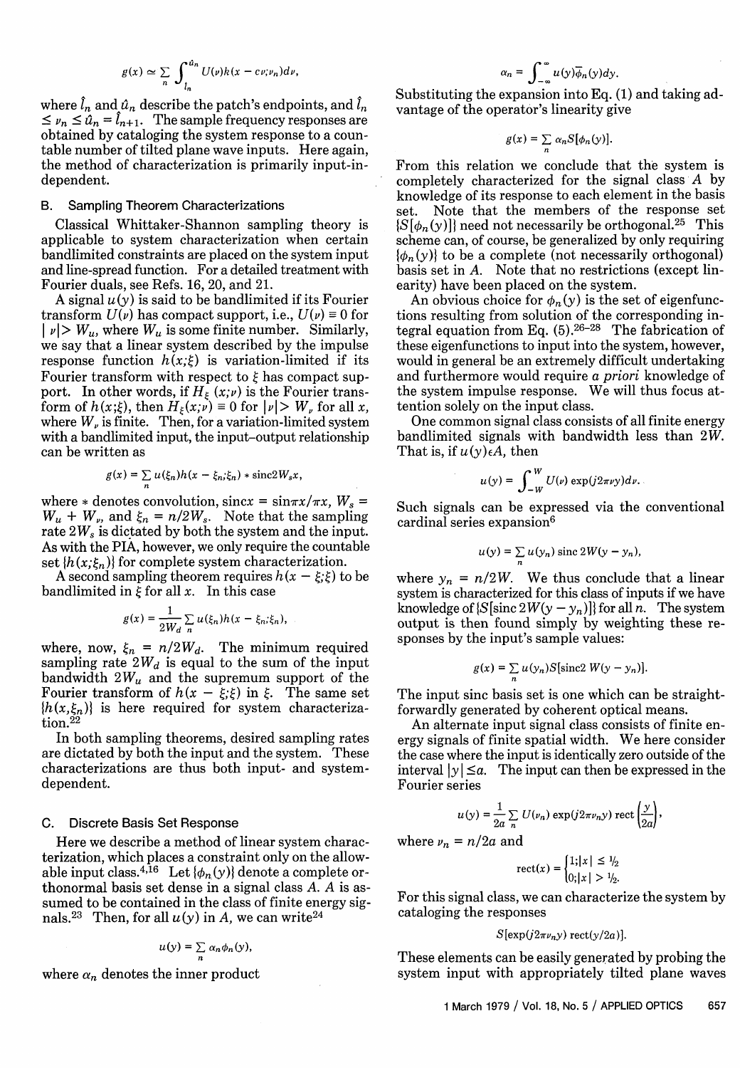$$g(x) \simeq \sum_n \int_{\hat{l}_n}^{\hat{u}_n} U(\nu)k(x - c\nu;\nu_n)d\nu,$$

where $\hat{l}_n$ and $\hat{u}_n$ describe the patch's endpoints, and $\hat{l}_n \leq \nu_n \leq \hat{u}_n = \hat{l}_{n+1}$. The sample frequency responses are obtained by cataloging the system response to a countable number of tilted plane wave inputs. Here again, the method of characterization is primarily input-independent.

### B. Sampling Theorem Characterizations

Classical Whittaker-Shannon sampling theory is applicable to system characterization when certain bandlimited constraints are placed on the system input and line-spread function. For a detailed treatment with Fourier duals, see Refs. 16, 20, and 21.

A signal $u(y)$ is said to be bandlimited if its Fourier transform $U(\nu)$ has compact support, i.e., $U(\nu) \equiv 0$ for $|\nu| > W_u$, where $W_u$ is some finite number. Similarly, we say that a linear system described by the impulse response function $h(x;\xi)$ is variation-limited if its Fourier transform with respect to $\xi$ has compact support. In other words, if $H_\xi(x;\nu)$ is the Fourier transform of $h(x;\xi)$, then $H_\xi(x;\nu) \equiv 0$ for $|\nu| > W_\nu$ for all $x$, where $W_\nu$ is finite. Then, for a variation-limited system with a bandlimited input, the input–output relationship can be written as

$$g(x) = \sum_n u(\xi_n)h(x - \xi_n;\xi_n) * \text{sinc}2W_s x,$$

where $*$ denotes convolution, $\text{sinc}x = \sin\pi x/\pi x$, $W_s = W_u + W_\nu$, and $\xi_n = n/2W_s$. Note that the sampling rate $2W_s$ is dictated by both the system and the input. As with the PIA, however, we only require the countable set $\{h(x;\xi_n)\}$ for complete system characterization.

A second sampling theorem requires $h(x - \xi;\xi)$ to be bandlimited in $\xi$ for all $x$. In this case

$$g(x) = \frac{1}{2W_d}\sum_n u(\xi_n)h(x - \xi_n;\xi_n),$$

where, now, $\xi_n = n/2W_d$. The minimum required sampling rate $2W_d$ is equal to the sum of the input bandwidth $2W_u$ and the supremum support of the Fourier transform of $h(x - \xi;\xi)$ in $\xi$. The same set $\{h(x,\xi_n)\}$ is here required for system characterization.[22]

In both sampling theorems, desired sampling rates are dictated by both the input and the system. These characterizations are thus both input- and system-dependent.

### C. Discrete Basis Set Response

Here we describe a method of linear system characterization, which places a constraint only on the allowable input class.[4,16] Let $\{\phi_n(y)\}$ denote a complete orthonormal basis set dense in a signal class $A$. $A$ is assumed to be contained in the class of finite energy signals.[23] Then, for all $u(y)$ in $A$, we can write[24]

$$u(y) = \sum_n \alpha_n \phi_n(y),$$

where $\alpha_n$ denotes the inner product

$$\alpha_n = \int_{-\infty}^{\infty} u(y)\bar{\phi}_n(y)dy.$$

Substituting the expansion into Eq. (1) and taking advantage of the operator's linearity give

$$g(x) = \sum_n \alpha_n S[\phi_n(y)].$$

From this relation we conclude that the system is completely characterized for the signal class $A$ by knowledge of its response to each element in the basis set. Note that the members of the response set $\{S[\phi_n(y)]\}$ need not necessarily be orthogonal.[25] This scheme can, of course, be generalized by only requiring $\{\phi_n(y)\}$ to be a complete (not necessarily orthogonal) basis set in $A$. Note that no restrictions (except linearity) have been placed on the system.

An obvious choice for $\phi_n(y)$ is the set of eigenfunctions resulting from solution of the corresponding integral equation from Eq. (5).[26–28] The fabrication of these eigenfunctions to input into the system, however, would in general be an extremely difficult undertaking and furthermore would require *a priori* knowledge of the system impulse response. We will thus focus attention solely on the input class.

One common signal class consists of all finite energy bandlimited signals with bandwidth less than $2W$. That is, if $u(y)\epsilon A$, then

$$u(y) = \int_{-W}^{W} U(\nu)\exp(j2\pi\nu y)d\nu.$$

Such signals can be expressed via the conventional cardinal series expansion[6]

$$u(y) = \sum_n u(y_n)\,\text{sinc}\,2W(y - y_n),$$

where $y_n = n/2W$. We thus conclude that a linear system is characterized for this class of inputs if we have knowledge of $\{S[\text{sinc}\,2W(y - y_n)]\}$ for all $n$. The system output is then found simply by weighting these responses by the input's sample values:

$$g(x) = \sum_n u(y_n)S[\text{sinc}2\,W(y - y_n)].$$

The input sinc basis set is one which can be straightforwardly generated by coherent optical means.

An alternate input signal class consists of finite energy signals of finite spatial width. We here consider the case where the input is identically zero outside of the interval $|y| \leq a$. The input can then be expressed in the Fourier series

$$u(y) = \frac{1}{2a}\sum_n U(\nu_n)\exp(j2\pi\nu_n y)\,\text{rect}\left(\frac{y}{2a}\right),$$

where $\nu_n = n/2a$ and

$$\text{rect}(x) = \begin{cases} 1; |x| \leq 1/2 \\ 0; |x| > 1/2. \end{cases}$$

For this signal class, we can characterize the system by cataloging the responses

$$S[\exp(j2\pi\nu_n y)\,\text{rect}(y/2a)].$$

These elements can be easily generated by probing the system input with appropriately tilted plane waves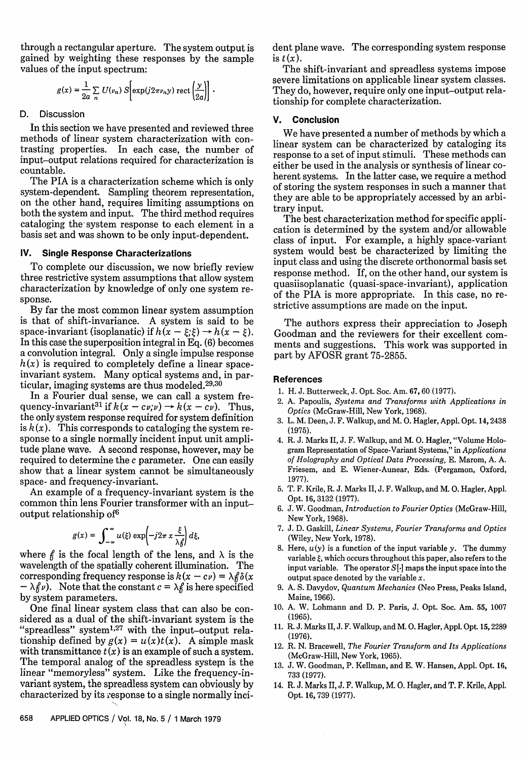through a rectangular aperture. The system output is gained by weighting these responses by the sample values of the input spectrum:

$$g(x) = \frac{1}{2a} \sum_n U(\nu_n)\, S\left[\exp(j2\pi\nu_n y)\, \mathrm{rect}\left(\frac{y}{2a}\right)\right].$$

### D. Discussion

In this section we have presented and reviewed three methods of linear system characterization with contrasting properties. In each case, the number of input–output relations required for characterization is countable.

The PIA is a characterization scheme which is only system-dependent. Sampling theorem representation, on the other hand, requires limiting assumptions on both the system and input. The third method requires cataloging the system response to each element in a basis set and was shown to be only input-dependent.

## IV. Single Response Characterizations

To complete our discussion, we now briefly review three restrictive system assumptions that allow system characterization by knowledge of only one system response.

By far the most common linear system assumption is that of shift-invariance. A system is said to be space-invariant (isoplanatic) if $h(x - \xi;\xi) \to h(x - \xi)$. In this case the superposition integral in Eq. (6) becomes a convolution integral. Only a single impulse response $h(x)$ is required to completely define a linear space-invariant system. Many optical systems and, in particular, imaging systems are thus modeled.[29,30]

In a Fourier dual sense, we can call a system frequency-invariant[31] if $k(x - c\nu;\nu) \to k(x - c\nu)$. Thus, the only system response required for system definition is $k(x)$. This corresponds to cataloging the system response to a single normally incident input unit amplitude plane wave. A second response, however, may be required to determine the $c$ parameter. One can easily show that a linear system cannot be simultaneously space- and frequency-invariant.

An example of a frequency-invariant system is the common thin lens Fourier transformer with an input–output relationship of[6]

$$g(x) = \int_{-\infty}^{\infty} u(\xi) \exp\left(-j2\pi x \frac{\xi}{\lambda f}\right) d\xi,$$

where $f$ is the focal length of the lens, and $\lambda$ is the wavelength of the spatially coherent illumination. The corresponding frequency response is $k(x - c\nu) = \lambda f \delta(x - \lambda f \nu)$. Note that the constant $c = \lambda f$ is here specified by system parameters.

One final linear system class that can also be considered as a dual of the shift-invariant system is the "spreadless" system[1,27] with the input–output relationship defined by $g(x) = u(x)t(x)$. A simple mask with transmittance $t(x)$ is an example of such a system. The temporal analog of the spreadless system is the linear "memoryless" system. Like the frequency-invariant system, the spreadless system can obviously by characterized by its response to a single normally incident plane wave. The corresponding system response is $t(x)$.

The shift-invariant and spreadless systems impose severe limitations on applicable linear system classes. They do, however, require only one input–output relationship for complete characterization.

## V. Conclusion

We have presented a number of methods by which a linear system can be characterized by cataloging its response to a set of input stimuli. These methods can either be used in the analysis or synthesis of linear coherent systems. In the latter case, we require a method of storing the system responses in such a manner that they are able to be appropriately accessed by an arbitrary input.

The best characterization method for specific application is determined by the system and/or allowable class of input. For example, a highly space-variant system would best be characterized by limiting the input class and using the discrete orthonormal basis set response method. If, on the other hand, our system is quasiisoplanatic (quasi-space-invariant), application of the PIA is more appropriate. In this case, no restrictive assumptions are made on the input.

The authors express their appreciation to Joseph Goodman and the reviewers for their excellent comments and suggestions. This work was supported in part by AFOSR grant 75-2855.

### References

1. H. J. Butterweck, J. Opt. Soc. Am. **67**, 60 (1977).
2. A. Papoulis, *Systems and Transforms with Applications in Optics* (McGraw-Hill, New York, 1968).
3. L. M. Deen, J. F. Walkup, and M. O. Hagler, Appl. Opt. **14**, 2438 (1975).
4. R. J. Marks II, J. F. Walkup, and M. O. Hagler, "Volume Hologram Representation of Space-Variant Systems," in *Applications of Holography and Optical Data Processing*, E. Marom, A. A. Friesem, and E. Wiener-Aunear, Eds. (Pergamon, Oxford, 1977).
5. T. F. Krile, R. J. Marks II, J. F. Walkup, and M. O. Hagler, Appl. Opt. **16**, 3132 (1977).
6. J. W. Goodman, *Introduction to Fourier Optics* (McGraw-Hill, New York, 1968).
7. J. D. Gaskill, *Linear Systems, Fourier Transforms and Optics* (Wiley, New York, 1978).
8. Here, $u(y)$ is a function of the input variable $y$. The dummy variable $\xi$, which occurs throughout this paper, also refers to the input variable. The operator $S[\cdot]$ maps the input space into the output space denoted by the variable $x$.
9. A. S. Davydov, *Quantum Mechanics* (Neo Press, Peaks Island, Maine, 1966).
10. A. W. Lohmann and D. P. Paris, J. Opt. Soc. Am. **55**, 1007 (1965).
11. R. J. Marks II, J. F. Walkup, and M. O. Hagler, Appl. Opt. **15**, 2289 (1976).
12. R. N. Bracewell, *The Fourier Transform and Its Applications* (McGraw-Hill, New York, 1965).
13. J. W. Goodman, P. Kellman, and E. W. Hansen, Appl. Opt. **16**, 733 (1977).
14. R. J. Marks II, J. F. Walkup, M. O. Hagler, and T. F. Krile, Appl. Opt. **16**, 739 (1977).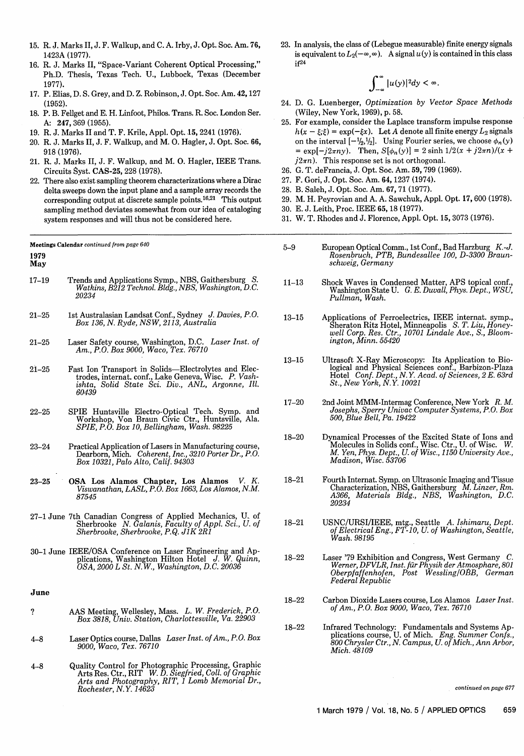15. R. J. Marks II, J. F. Walkup, and C. A. Irby, J. Opt. Soc. Am. **76**, 1423A (1977).
16. R. J. Marks II, "Space-Variant Coherent Optical Processing," Ph.D. Thesis, Texas Tech. U., Lubbock, Texas (December 1977).
17. P. Elias, D. S. Grey, and D. Z. Robinson, J. Opt. Soc. Am. **42**, 127 (1952).
18. P. B. Fellget and E. H. Linfoot, Philos. Trans. R. Soc. London Ser. A: **247**, 369 (1955).
19. R. J. Marks II and T. F. Krile, Appl. Opt. **15**, 2241 (1976).
20. R. J. Marks II, J. F. Walkup, and M. O. Hagler, J. Opt. Soc. **66**, 918 (1976).
21. R. J. Marks II, J. F. Walkup, and M. O. Hagler, IEEE Trans. Circuits Syst. **CAS-25**, 228 (1978).
22. There also exist sampling theorem characterizations where a Dirac delta sweeps down the input plane and a sample array records the corresponding output at discrete sample points.[16,21] This output sampling method deviates somewhat from our idea of cataloging system responses and will thus not be considered here.
23. In analysis, the class of (Lebegue measurable) finite energy signals is equivalent to $L_2(-\infty,\infty)$. A signal $u(y)$ is contained in this class if[24]

$$\int_{-\infty}^{\infty} |u(y)|^2 dy < \infty.$$

24. D. G. Luenberger, *Optimization by Vector Space Methods* (Wiley, New York, 1969), p. 58.
25. For example, consider the Laplace transform impulse response $h(x - \xi;\xi) = \exp(-\xi x)$. Let $A$ denote all finite energy $L_2$ signals on the interval $[-\frac{1}{2},\frac{1}{2}]$. Using Fourier series, we choose $\phi_n(y) = \exp[-j2\pi ny)$. Then, $S[\phi_n(y)] = 2 \sinh 1/2(x + j2\pi n)/(x + j2\pi n)$. This response set is not orthogonal.
26. G. T. deFrancia, J. Opt. Soc. Am. **59**, 799 (1969).
27. F. Gori, J. Opt. Soc. Am. **64**, 1237 (1974).
28. B. Saleh, J. Opt. Soc. Am. **67**, 71 (1977).
29. M. H. Peyrovian and A. A. Sawchuk, Appl. Opt. **17**, 600 (1978).
30. E. J. Leith, Proc. IEEE **65**, 18 (1977).
31. W. T. Rhodes and J. Florence, Appl. Opt. **15**, 3073 (1976).

---

**Meetings Calendar** *continued from page 640*

**1979**

**May**

17–19 Trends and Applications Symp., NBS, Gaithersburg *S. Watkins, B212 Technol. Bldg., NBS, Washington, D.C. 20234*

21–25 1st Australasian Landsat Conf., Sydney *J. Davies, P.O. Box 136, N. Ryde, NSW, 2113, Australia*

21–25 Laser Safety course, Washington, D.C. *Laser Inst. of Am., P.O. Box 9000, Waco, Tex. 76710*

21–25 Fast Ion Transport in Solids—Electrolytes and Electrodes, internat. conf., Lake Geneva, Wisc. *P. Vashishta, Solid State Sci. Div., ANL, Argonne, Ill. 60439*

22–25 SPIE Huntsville Electro-Optical Tech. Symp. and Workshop, Von Braun Civic Ctr., Huntsville, Ala. *SPIE, P.O. Box 10, Bellingham, Wash. 98225*

23–24 Practical Application of Lasers in Manufacturing course, Dearborn, Mich. *Coherent, Inc., 3210 Porter Dr., P.O. Box 10321, Palo Alto, Calif. 94303*

23–25 **OSA Los Alamos Chapter, Los Alamos** *V. K. Viswanathan, LASL, P.O. Box 1663, Los Alamos, N.M. 87545*

27–1 June 7th Canadian Congress of Applied Mechanics, U. of Sherbrooke *N. Galanis, Faculty of Appl. Sci., U. of Sherbrooke, Sherbrooke, P.Q. J1K 2R1*

30–1 June IEEE/OSA Conference on Laser Engineering and Applications, Washington Hilton Hotel *J. W. Quinn, OSA, 2000 L St. N.W., Washington, D.C. 20036*

**June**

? AAS Meeting, Wellesley, Mass. *L. W. Frederick, P.O. Box 3818, Univ. Station, Charlottesville, Va. 22903*

4–8 Laser Optics course, Dallas *Laser Inst. of Am., P.O. Box 9000, Waco, Tex. 76710*

4–8 Quality Control for Photographic Processing, Graphic Arts Res. Ctr., RIT *W. D. Siegfried, Coll. of Graphic Arts and Photography, RIT, 1 Lomb Memorial Dr., Rochester, N.Y. 14623*

5–9 European Optical Comm., 1st Conf., Bad Harzburg *K.-J. Rosenbruch, PTB, Bundesallee 100, D-3300 Braunschweig, Germany*

11–13 Shock Waves in Condensed Matter, APS topical conf., Washington State U. *G. E. Duvall, Phys. Dept., WSU, Pullman, Wash.*

13–15 Applications of Ferroelectrics, IEEE internat. symp., Sheraton Ritz Hotel, Minneapolis *S. T. Liu, Honeywell Corp. Res. Ctr., 10701 Lindale Ave., S., Bloomington, Minn. 55420*

13–15 Ultrasoft X-Ray Microscopy: Its Application to Biological and Physical Sciences conf., Barbizon-Plaza Hotel *Conf. Dept., N.Y. Acad. of Sciences, 2 E. 63rd St., New York, N.Y. 10021*

17–20 2nd Joint MMM-Intermag Conference, New York *R. M. Josephs, Sperry Univac Computer Systems, P.O. Box 500, Blue Bell, Pa. 19422*

18–20 Dynamical Processes of the Excited State of Ions and Molecules in Solids conf., Wisc. Ctr., U. of Wisc. *W. M. Yen, Phys. Dept., U. of Wisc., 1150 University Ave., Madison, Wisc. 53706*

18–21 Fourth Internat. Symp. on Ultrasonic Imaging and Tissue Characterization, NBS, Gaithersburg *M. Linzer, Rm. A366, Materials Bldg., NBS, Washington, D.C. 20234*

18–21 USNC/URSI/IEEE, mtg., Seattle *A. Ishimaru, Dept. of Electrical Eng., FT-10, U. of Washington, Seattle, Wash. 98195*

18–22 Laser '79 Exhibition and Congress, West Germany *C. Werner, DFVLR, Inst. für Physik der Atmosphare, 801 Oberpfaffenhofen, Post Wessling/OBB, German Federal Republic*

18–22 Carbon Dioxide Lasers course, Los Alamos *Laser Inst. of Am., P.O. Box 9000, Waco, Tex. 76710*

18–22 Infrared Technology: Fundamentals and Systems Applications course, U. of Mich. *Eng. Summer Confs., 800 Chrysler Ctr., N. Campus, U. of Mich., Ann Arbor, Mich. 48109*

*continued on page 677*